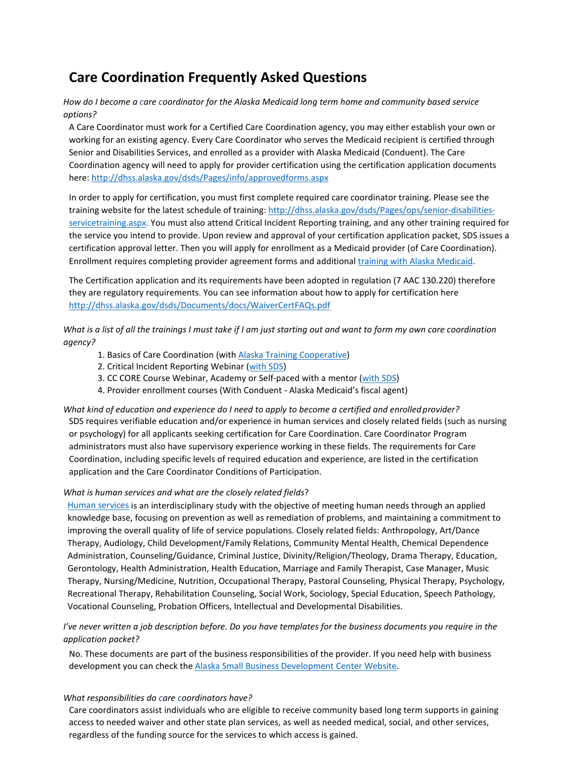# Care Coordination Frequently Asked Questions

*How do I become a care coordinator for the Alaska Medicaid long term home and community based service options?*

A Care Coordinator must work for a Certified Care Coordination agency, you may either establish your own or working for an existing agency. Every Care Coordinator who serves the Medicaid recipient is certified through Senior and Disabilities Services, and enrolled as a provider with Alaska Medicaid (Conduent). The Care Coordination agency will need to apply for provider certification using the certification application documents here: http://dhss.alaska.gov/dsds/Pages/info/approvedforms.aspx

In order to apply for certification, you must first complete required care coordinator training. Please see the training website for the latest schedule of training: http://dhss.alaska.gov/dsds/Pages/ops/senior-disabilities-servicetraining.aspx. You must also attend Critical Incident Reporting training, and any other training required for the service you intend to provide. Upon review and approval of your certification application packet, SDS issues a certification approval letter. Then you will apply for enrollment as a Medicaid provider (of Care Coordination). Enrollment requires completing provider agreement forms and additional training with Alaska Medicaid.

The Certification application and its requirements have been adopted in regulation (7 AAC 130.220) therefore they are regulatory requirements. You can see information about how to apply for certification here http://dhss.alaska.gov/dsds/Documents/docs/WaiverCertFAQs.pdf

*What is a list of all the trainings I must take if I am just starting out and want to form my own care coordination agency?*

1. Basics of Care Coordination (with Alaska Training Cooperative)
2. Critical Incident Reporting Webinar (with SDS)
3. CC CORE Course Webinar, Academy or Self-paced with a mentor (with SDS)
4. Provider enrollment courses (With Conduent - Alaska Medicaid's fiscal agent)

*What kind of education and experience do I need to apply to become a certified and enrolled provider?*

SDS requires verifiable education and/or experience in human services and closely related fields (such as nursing or psychology) for all applicants seeking certification for Care Coordination. Care Coordinator Program administrators must also have supervisory experience working in these fields. The requirements for Care Coordination, including specific levels of required education and experience, are listed in the certification application and the Care Coordinator Conditions of Participation.

*What is human services and what are the closely related fields*?

Human services is an interdisciplinary study with the objective of meeting human needs through an applied knowledge base, focusing on prevention as well as remediation of problems, and maintaining a commitment to improving the overall quality of life of service populations. Closely related fields: Anthropology, Art/Dance Therapy, Audiology, Child Development/Family Relations, Community Mental Health, Chemical Dependence Administration, Counseling/Guidance, Criminal Justice, Divinity/Religion/Theology, Drama Therapy, Education, Gerontology, Health Administration, Health Education, Marriage and Family Therapist, Case Manager, Music Therapy, Nursing/Medicine, Nutrition, Occupational Therapy, Pastoral Counseling, Physical Therapy, Psychology, Recreational Therapy, Rehabilitation Counseling, Social Work, Sociology, Special Education, Speech Pathology, Vocational Counseling, Probation Officers, Intellectual and Developmental Disabilities.

*I've never written a job description before. Do you have templates for the business documents you require in the application packet?*

No. These documents are part of the business responsibilities of the provider. If you need help with business development you can check the Alaska Small Business Development Center Website.

*What responsibilities do care coordinators have?*

Care coordinators assist individuals who are eligible to receive community based long term supports in gaining access to needed waiver and other state plan services, as well as needed medical, social, and other services, regardless of the funding source for the services to which access is gained.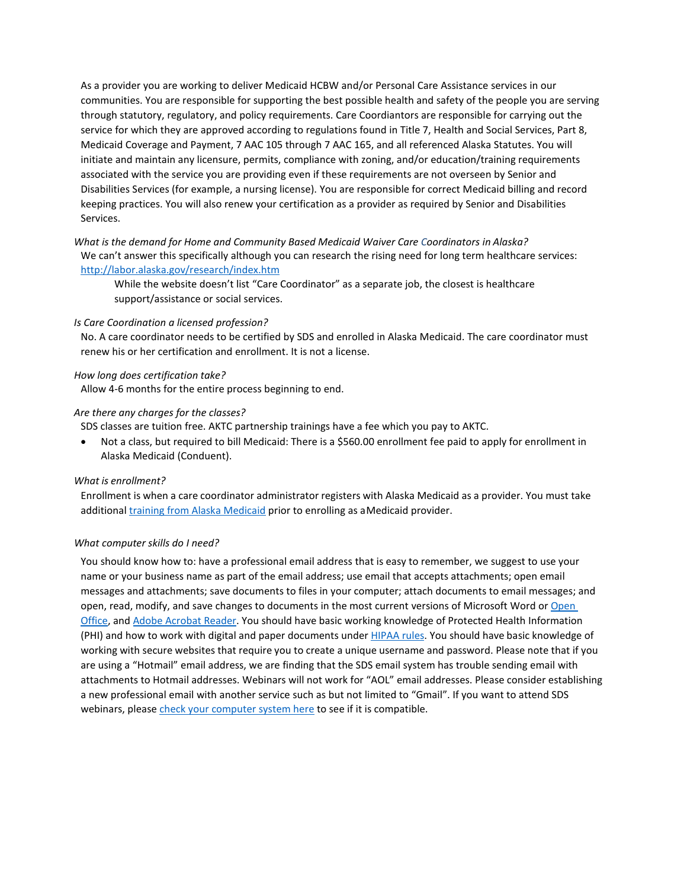As a provider you are working to deliver Medicaid HCBW and/or Personal Care Assistance services in our communities. You are responsible for supporting the best possible health and safety of the people you are serving through statutory, regulatory, and policy requirements. Care Coordiantors are responsible for carrying out the service for which they are approved according to regulations found in Title 7, Health and Social Services, Part 8, Medicaid Coverage and Payment, 7 AAC 105 through 7 AAC 165, and all referenced Alaska Statutes. You will initiate and maintain any licensure, permits, compliance with zoning, and/or education/training requirements associated with the service you are providing even if these requirements are not overseen by Senior and Disabilities Services (for example, a nursing license). You are responsible for correct Medicaid billing and record keeping practices. You will also renew your certification as a provider as required by Senior and Disabilities Services.

*What is the demand for Home and Community Based Medicaid Waiver Care Coordinators in Alaska?*

We can't answer this specifically although you can research the rising need for long term healthcare services: [http://labor.alaska.gov/research/index.htm](http://labor.alaska.gov/research/index.htm)

> While the website doesn't list "Care Coordinator" as a separate job, the closest is healthcare support/assistance or social services.

*Is Care Coordination a licensed profession?*

No. A care coordinator needs to be certified by SDS and enrolled in Alaska Medicaid. The care coordinator must renew his or her certification and enrollment. It is not a license.

*How long does certification take?*

Allow 4-6 months for the entire process beginning to end.

*Are there any charges for the classes?*

SDS classes are tuition free. AKTC partnership trainings have a fee which you pay to AKTC.

- Not a class, but required to bill Medicaid: There is a $560.00 enrollment fee paid to apply for enrollment in Alaska Medicaid (Conduent).

*What is enrollment?*

Enrollment is when a care coordinator administrator registers with Alaska Medicaid as a provider. You must take additional training from Alaska Medicaid prior to enrolling as aMedicaid provider.

*What computer skills do I need?*

You should know how to: have a professional email address that is easy to remember, we suggest to use your name or your business name as part of the email address; use email that accepts attachments; open email messages and attachments; save documents to files in your computer; attach documents to email messages; and open, read, modify, and save changes to documents in the most current versions of Microsoft Word or Open Office, and Adobe Acrobat Reader. You should have basic working knowledge of Protected Health Information (PHI) and how to work with digital and paper documents under HIPAA rules. You should have basic knowledge of working with secure websites that require you to create a unique username and password. Please note that if you are using a "Hotmail" email address, we are finding that the SDS email system has trouble sending email with attachments to Hotmail addresses. Webinars will not work for "AOL" email addresses. Please consider establishing a new professional email with another service such as but not limited to "Gmail". If you want to attend SDS webinars, please check your computer system here to see if it is compatible.